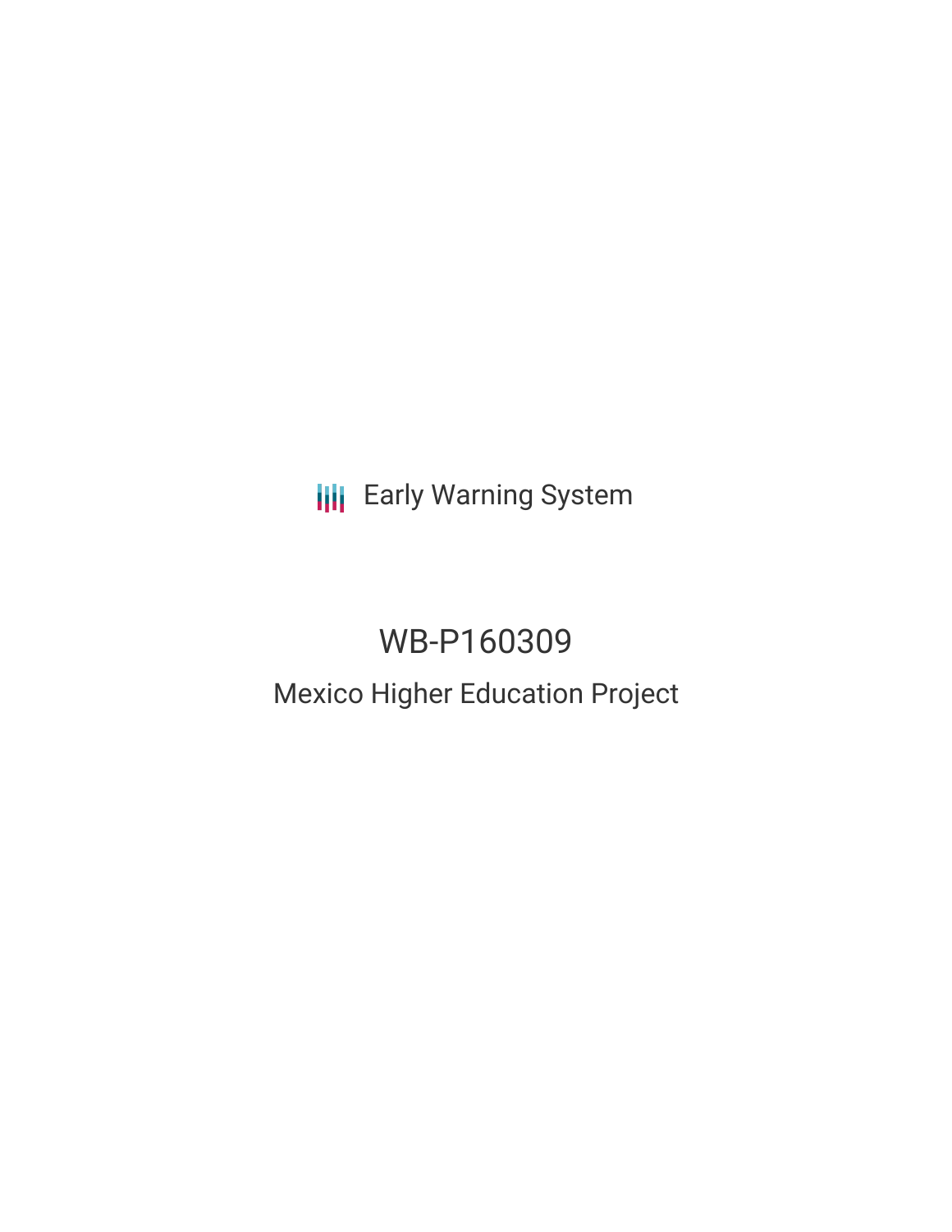Early Warning System

# WB-P160309

## Mexico Higher Education Project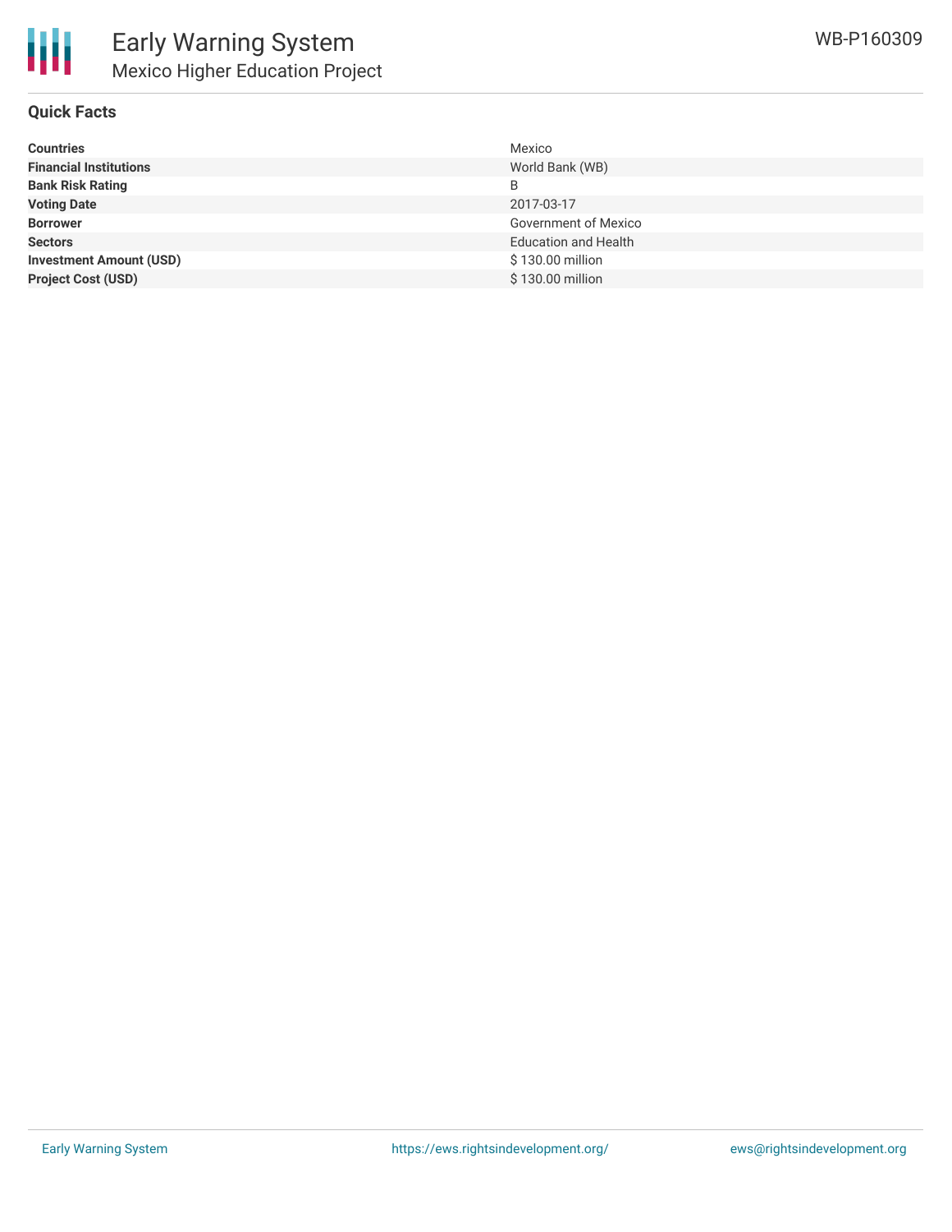# Early Warning System

## Mexico Higher Education Project

WB-P160309

### Quick Facts

| | |
|---|---|
| **Countries** | Mexico |
| **Financial Institutions** | World Bank (WB) |
| **Bank Risk Rating** | B |
| **Voting Date** | 2017-03-17 |
| **Borrower** | Government of Mexico |
| **Sectors** | Education and Health |
| **Investment Amount (USD)** | $ 130.00 million |
| **Project Cost (USD)** | $ 130.00 million |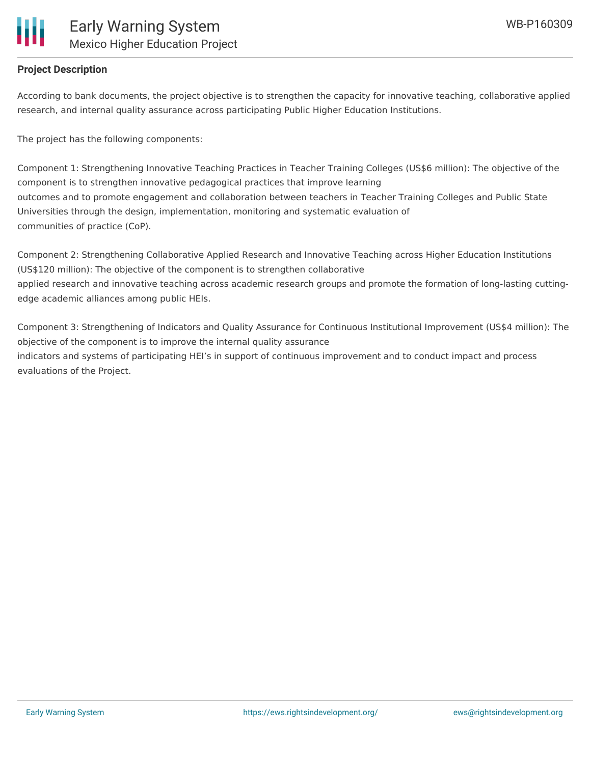**Project Description**

According to bank documents, the project objective is to strengthen the capacity for innovative teaching, collaborative applied research, and internal quality assurance across participating Public Higher Education Institutions.

The project has the following components:

Component 1: Strengthening Innovative Teaching Practices in Teacher Training Colleges (US$6 million): The objective of the component is to strengthen innovative pedagogical practices that improve learning outcomes and to promote engagement and collaboration between teachers in Teacher Training Colleges and Public State Universities through the design, implementation, monitoring and systematic evaluation of communities of practice (CoP).

Component 2: Strengthening Collaborative Applied Research and Innovative Teaching across Higher Education Institutions (US$120 million): The objective of the component is to strengthen collaborative applied research and innovative teaching across academic research groups and promote the formation of long-lasting cutting-edge academic alliances among public HEIs.

Component 3: Strengthening of Indicators and Quality Assurance for Continuous Institutional Improvement (US$4 million): The objective of the component is to improve the internal quality assurance indicators and systems of participating HEI's in support of continuous improvement and to conduct impact and process evaluations of the Project.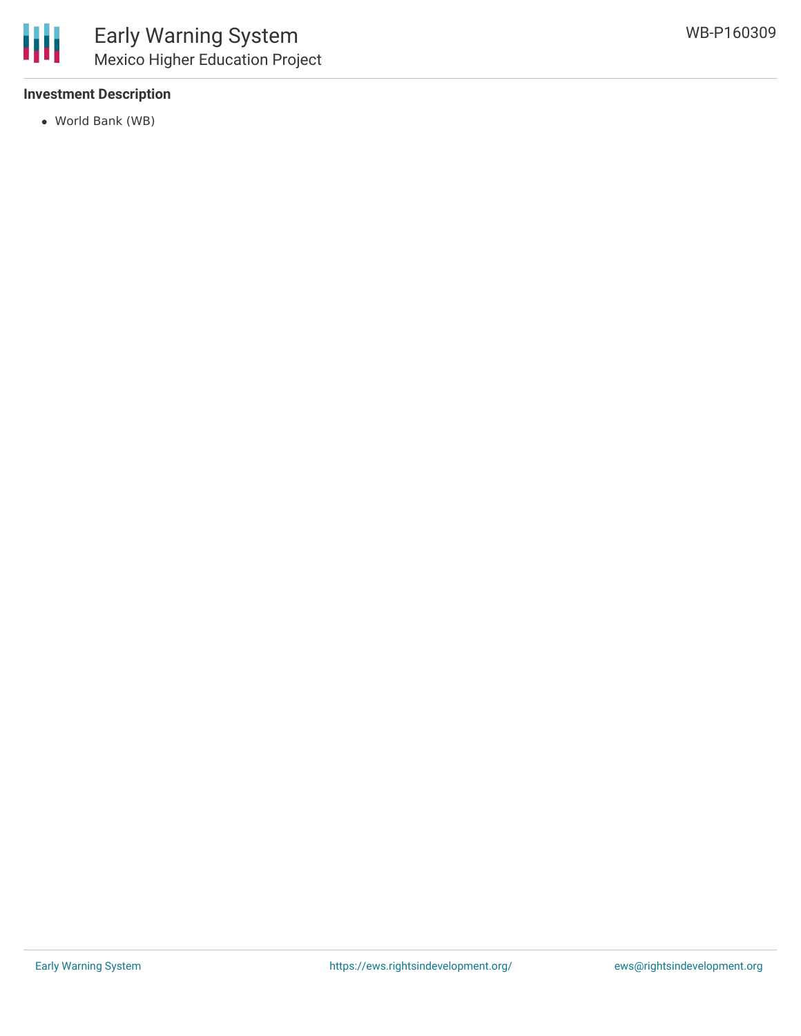**Investment Description**

- World Bank (WB)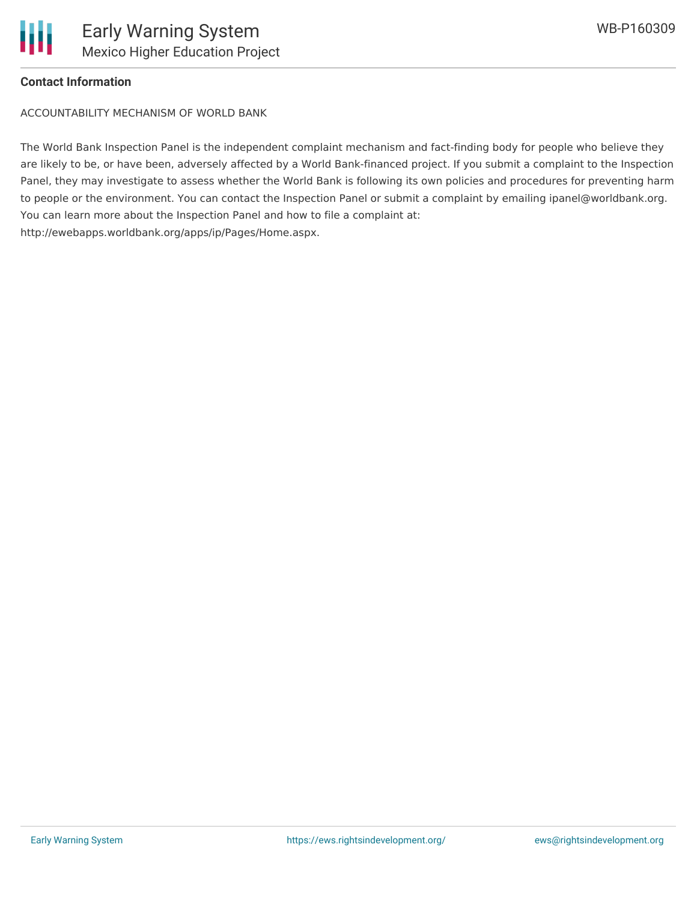**Contact Information**

ACCOUNTABILITY MECHANISM OF WORLD BANK

The World Bank Inspection Panel is the independent complaint mechanism and fact-finding body for people who believe they are likely to be, or have been, adversely affected by a World Bank-financed project. If you submit a complaint to the Inspection Panel, they may investigate to assess whether the World Bank is following its own policies and procedures for preventing harm to people or the environment. You can contact the Inspection Panel or submit a complaint by emailing ipanel@worldbank.org. You can learn more about the Inspection Panel and how to file a complaint at: http://ewebapps.worldbank.org/apps/ip/Pages/Home.aspx.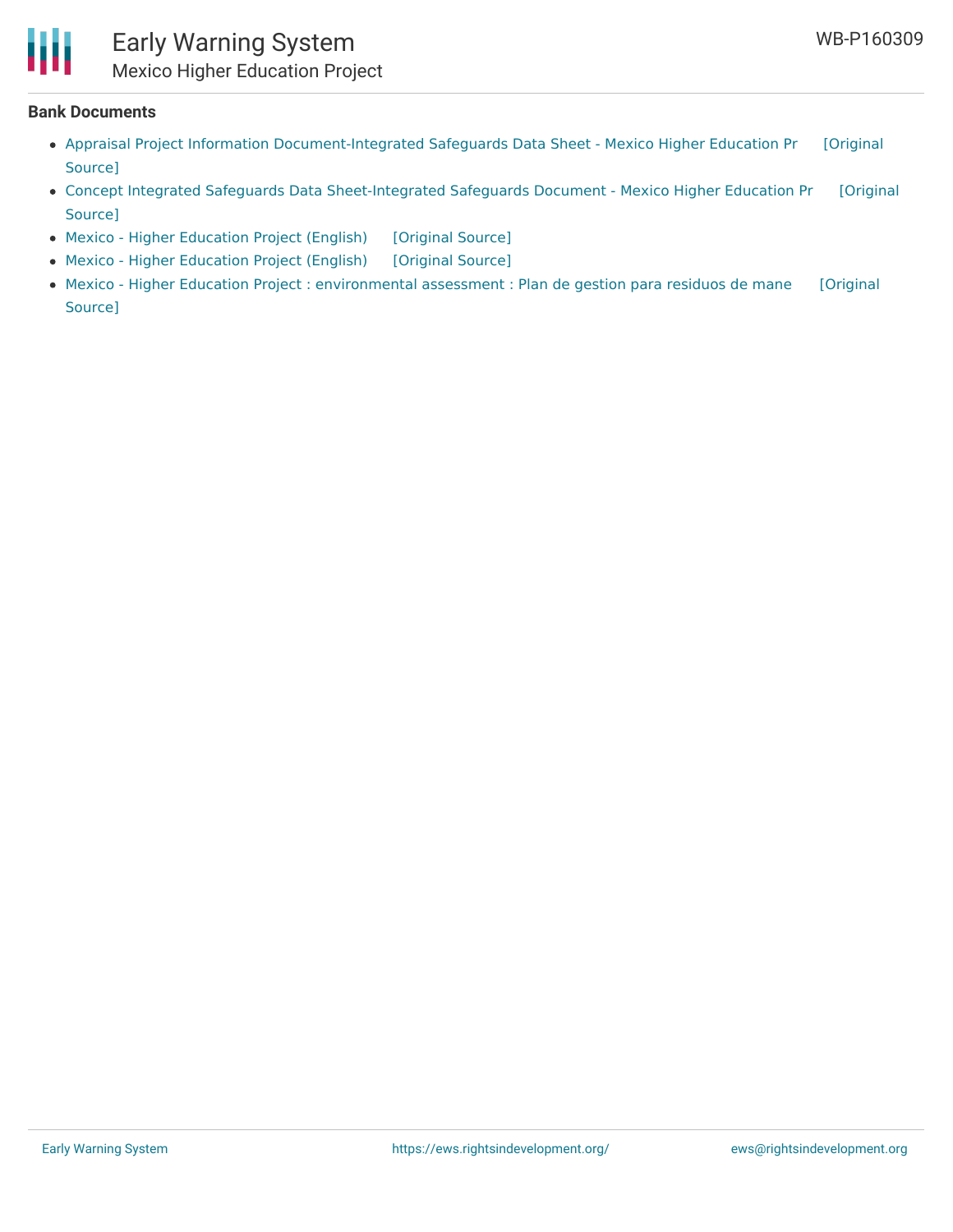## Bank Documents

- Appraisal Project Information Document-Integrated Safeguards Data Sheet - Mexico Higher Education Pr [Original Source]
- Concept Integrated Safeguards Data Sheet-Integrated Safeguards Document - Mexico Higher Education Pr [Original Source]
- Mexico - Higher Education Project (English) [Original Source]
- Mexico - Higher Education Project (English) [Original Source]
- Mexico - Higher Education Project : environmental assessment : Plan de gestion para residuos de mane [Original Source]